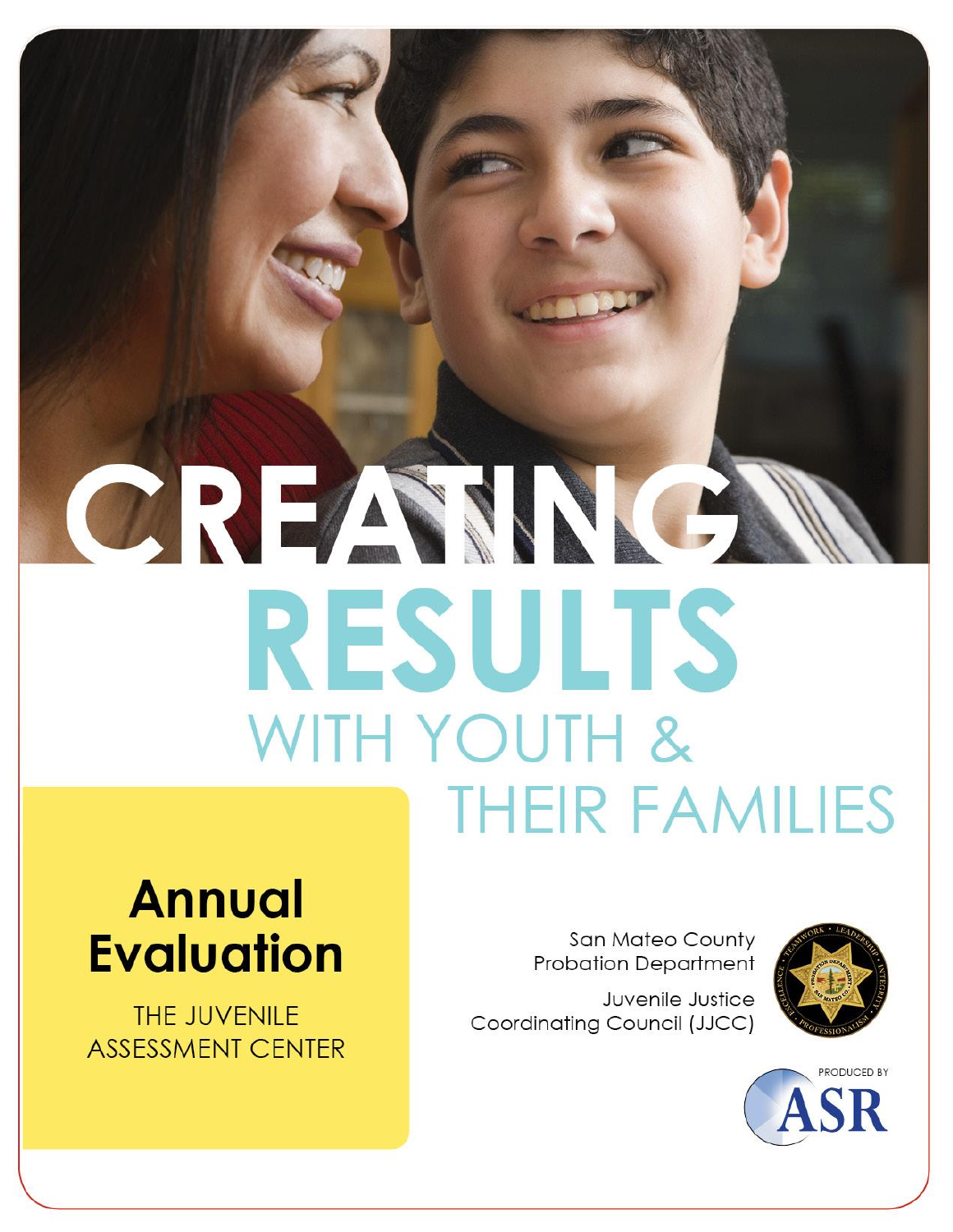# CREATING RESULTS WITH YOUTH & THEIR FAMILIES

## Annual Evaluation

THE JUVENILE ASSESSMENT CENTER

San Mateo County Probation Department

Juvenile Justice Coordinating Council (JJCC)

PRODUCED BY ASR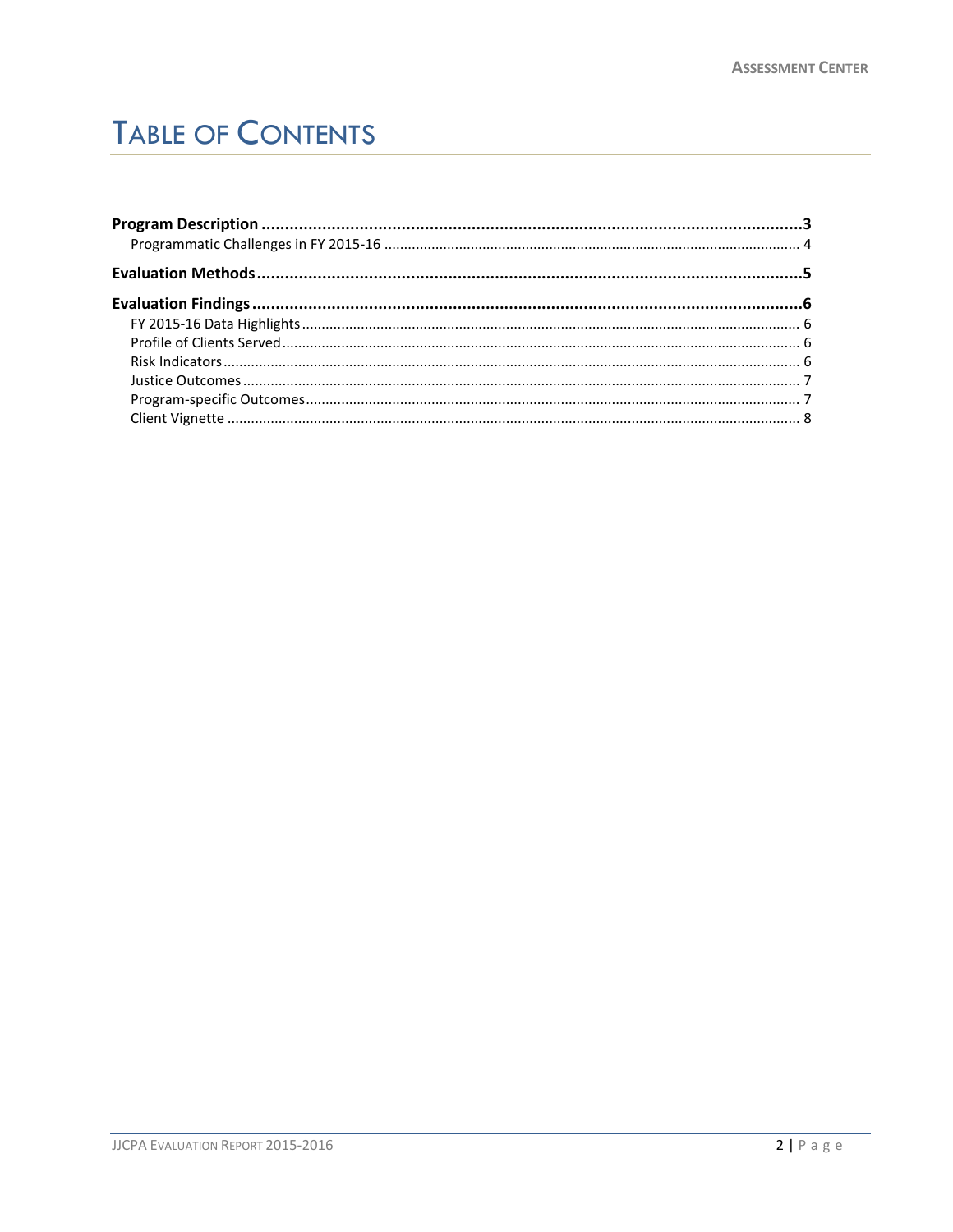# TABLE OF CONTENTS

**Program Description** ........................................ **3**

Programmatic Challenges in FY 2015-16 ........................................ 4

**Evaluation Methods** ........................................ **5**

**Evaluation Findings** ........................................ **6**

FY 2015-16 Data Highlights ........................................ 6

Profile of Clients Served ........................................ 6

Risk Indicators ........................................ 6

Justice Outcomes ........................................ 7

Program-specific Outcomes ........................................ 7

Client Vignette ........................................ 8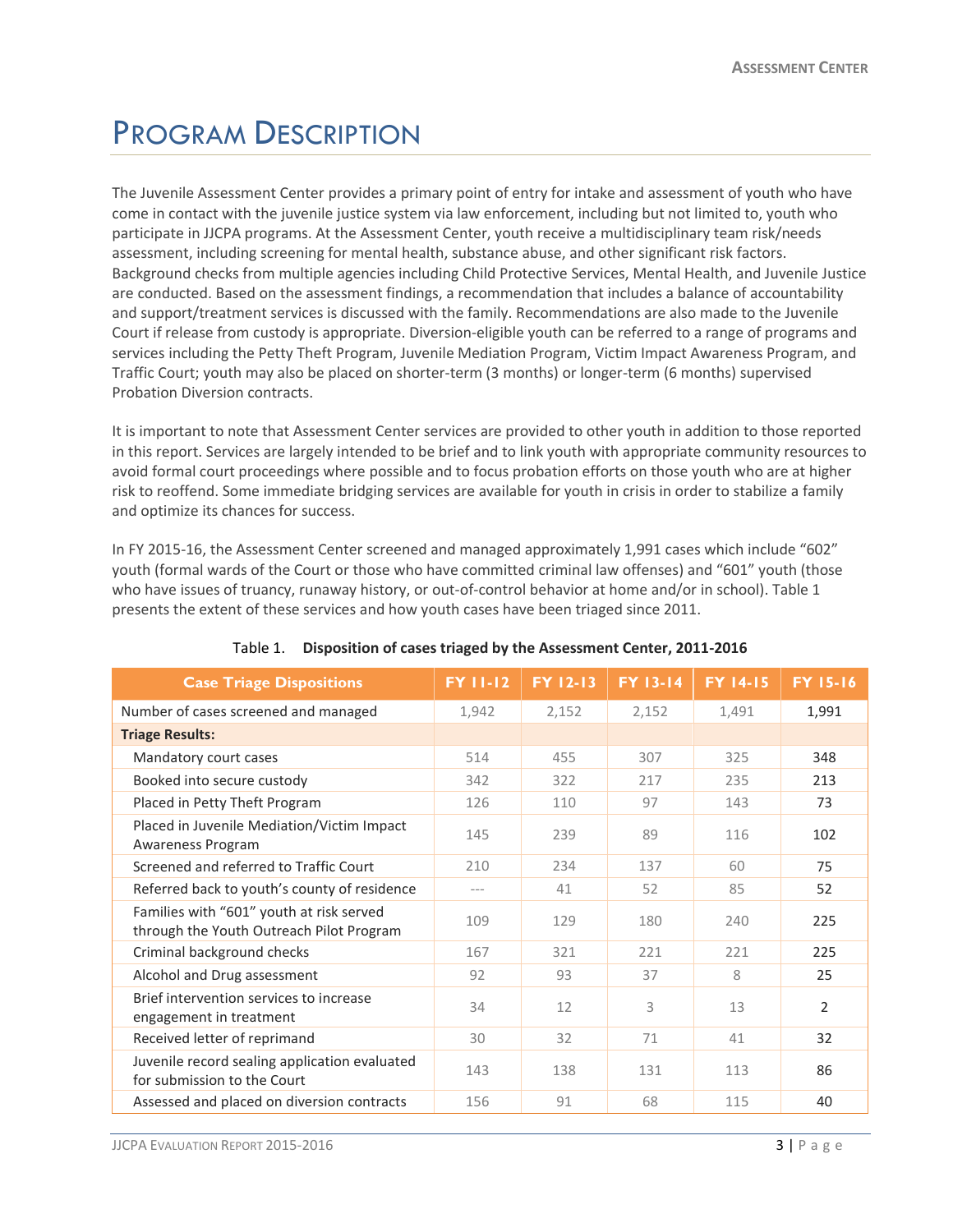# Program Description

The Juvenile Assessment Center provides a primary point of entry for intake and assessment of youth who have come in contact with the juvenile justice system via law enforcement, including but not limited to, youth who participate in JJCPA programs. At the Assessment Center, youth receive a multidisciplinary team risk/needs assessment, including screening for mental health, substance abuse, and other significant risk factors. Background checks from multiple agencies including Child Protective Services, Mental Health, and Juvenile Justice are conducted. Based on the assessment findings, a recommendation that includes a balance of accountability and support/treatment services is discussed with the family. Recommendations are also made to the Juvenile Court if release from custody is appropriate. Diversion-eligible youth can be referred to a range of programs and services including the Petty Theft Program, Juvenile Mediation Program, Victim Impact Awareness Program, and Traffic Court; youth may also be placed on shorter-term (3 months) or longer-term (6 months) supervised Probation Diversion contracts.

It is important to note that Assessment Center services are provided to other youth in addition to those reported in this report. Services are largely intended to be brief and to link youth with appropriate community resources to avoid formal court proceedings where possible and to focus probation efforts on those youth who are at higher risk to reoffend. Some immediate bridging services are available for youth in crisis in order to stabilize a family and optimize its chances for success.

In FY 2015-16, the Assessment Center screened and managed approximately 1,991 cases which include "602" youth (formal wards of the Court or those who have committed criminal law offenses) and "601" youth (those who have issues of truancy, runaway history, or out-of-control behavior at home and/or in school). Table 1 presents the extent of these services and how youth cases have been triaged since 2011.

Table 1. **Disposition of cases triaged by the Assessment Center, 2011-2016**

| Case Triage Dispositions | FY 11-12 | FY 12-13 | FY 13-14 | FY 14-15 | FY 15-16 |
|---|---|---|---|---|---|
| Number of cases screened and managed | 1,942 | 2,152 | 2,152 | 1,491 | 1,991 |
| **Triage Results:** | | | | | |
| Mandatory court cases | 514 | 455 | 307 | 325 | 348 |
| Booked into secure custody | 342 | 322 | 217 | 235 | 213 |
| Placed in Petty Theft Program | 126 | 110 | 97 | 143 | 73 |
| Placed in Juvenile Mediation/Victim Impact Awareness Program | 145 | 239 | 89 | 116 | 102 |
| Screened and referred to Traffic Court | 210 | 234 | 137 | 60 | 75 |
| Referred back to youth's county of residence | --- | 41 | 52 | 85 | 52 |
| Families with "601" youth at risk served through the Youth Outreach Pilot Program | 109 | 129 | 180 | 240 | 225 |
| Criminal background checks | 167 | 321 | 221 | 221 | 225 |
| Alcohol and Drug assessment | 92 | 93 | 37 | 8 | 25 |
| Brief intervention services to increase engagement in treatment | 34 | 12 | 3 | 13 | 2 |
| Received letter of reprimand | 30 | 32 | 71 | 41 | 32 |
| Juvenile record sealing application evaluated for submission to the Court | 143 | 138 | 131 | 113 | 86 |
| Assessed and placed on diversion contracts | 156 | 91 | 68 | 115 | 40 |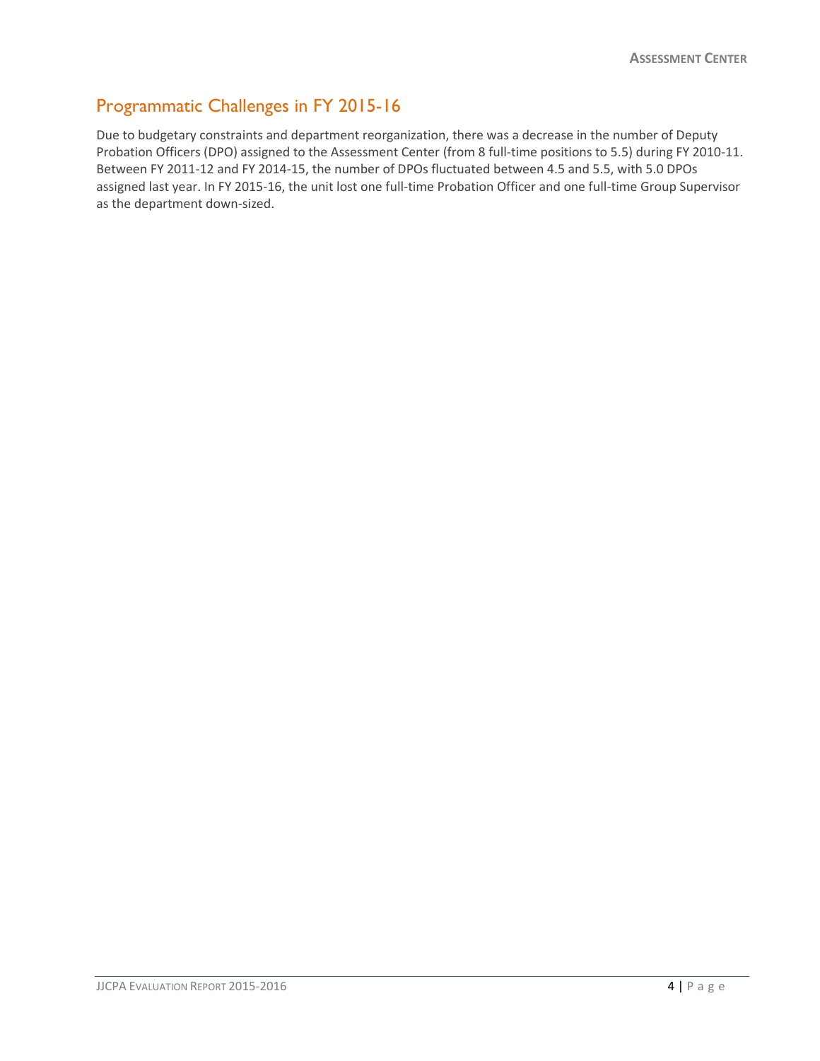## Programmatic Challenges in FY 2015-16

Due to budgetary constraints and department reorganization, there was a decrease in the number of Deputy Probation Officers (DPO) assigned to the Assessment Center (from 8 full-time positions to 5.5) during FY 2010-11. Between FY 2011-12 and FY 2014-15, the number of DPOs fluctuated between 4.5 and 5.5, with 5.0 DPOs assigned last year. In FY 2015-16, the unit lost one full-time Probation Officer and one full-time Group Supervisor as the department down-sized.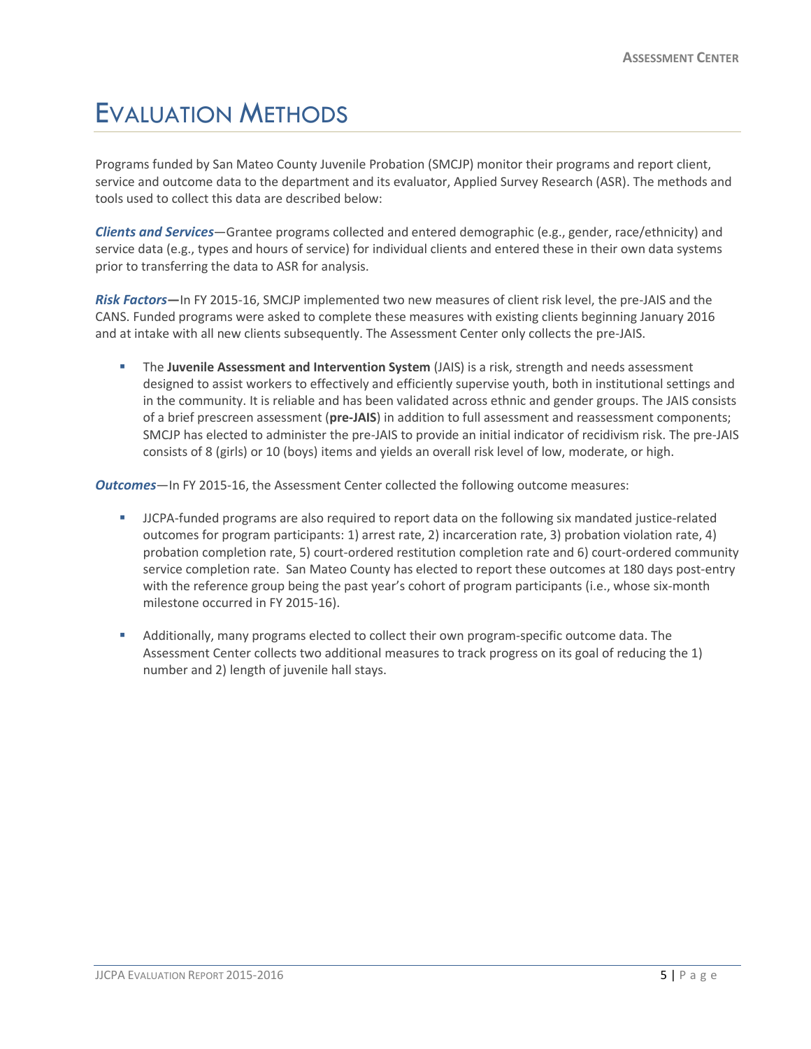# Evaluation Methods

Programs funded by San Mateo County Juvenile Probation (SMCJP) monitor their programs and report client, service and outcome data to the department and its evaluator, Applied Survey Research (ASR). The methods and tools used to collect this data are described below:

***Clients and Services***—Grantee programs collected and entered demographic (e.g., gender, race/ethnicity) and service data (e.g., types and hours of service) for individual clients and entered these in their own data systems prior to transferring the data to ASR for analysis.

***Risk Factors*—**In FY 2015-16, SMCJP implemented two new measures of client risk level, the pre-JAIS and the CANS. Funded programs were asked to complete these measures with existing clients beginning January 2016 and at intake with all new clients subsequently. The Assessment Center only collects the pre-JAIS.

- The **Juvenile Assessment and Intervention System** (JAIS) is a risk, strength and needs assessment designed to assist workers to effectively and efficiently supervise youth, both in institutional settings and in the community. It is reliable and has been validated across ethnic and gender groups. The JAIS consists of a brief prescreen assessment (**pre-JAIS**) in addition to full assessment and reassessment components; SMCJP has elected to administer the pre-JAIS to provide an initial indicator of recidivism risk. The pre-JAIS consists of 8 (girls) or 10 (boys) items and yields an overall risk level of low, moderate, or high.

***Outcomes***—In FY 2015-16, the Assessment Center collected the following outcome measures:

- JJCPA-funded programs are also required to report data on the following six mandated justice-related outcomes for program participants: 1) arrest rate, 2) incarceration rate, 3) probation violation rate, 4) probation completion rate, 5) court-ordered restitution completion rate and 6) court-ordered community service completion rate. San Mateo County has elected to report these outcomes at 180 days post-entry with the reference group being the past year's cohort of program participants (i.e., whose six-month milestone occurred in FY 2015-16).

- Additionally, many programs elected to collect their own program-specific outcome data. The Assessment Center collects two additional measures to track progress on its goal of reducing the 1) number and 2) length of juvenile hall stays.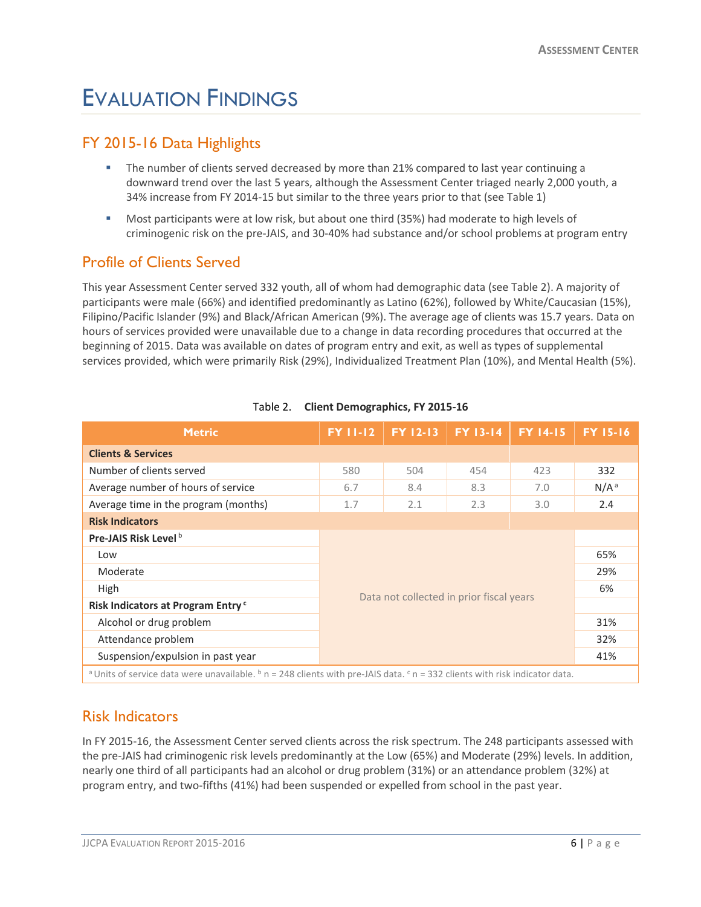# Evaluation Findings

## FY 2015-16 Data Highlights

- The number of clients served decreased by more than 21% compared to last year continuing a downward trend over the last 5 years, although the Assessment Center triaged nearly 2,000 youth, a 34% increase from FY 2014-15 but similar to the three years prior to that (see Table 1)
- Most participants were at low risk, but about one third (35%) had moderate to high levels of criminogenic risk on the pre-JAIS, and 30-40% had substance and/or school problems at program entry

## Profile of Clients Served

This year Assessment Center served 332 youth, all of whom had demographic data (see Table 2). A majority of participants were male (66%) and identified predominantly as Latino (62%), followed by White/Caucasian (15%), Filipino/Pacific Islander (9%) and Black/African American (9%). The average age of clients was 15.7 years. Data on hours of services provided were unavailable due to a change in data recording procedures that occurred at the beginning of 2015. Data was available on dates of program entry and exit, as well as types of supplemental services provided, which were primarily Risk (29%), Individualized Treatment Plan (10%), and Mental Health (5%).

Table 2. **Client Demographics, FY 2015-16**

| Metric | FY 11-12 | FY 12-13 | FY 13-14 | FY 14-15 | FY 15-16 |
|---|---|---|---|---|---|
| **Clients & Services** | | | | | |
| Number of clients served | 580 | 504 | 454 | 423 | 332 |
| Average number of hours of service | 6.7 | 8.4 | 8.3 | 7.0 | N/A[a] |
| Average time in the program (months) | 1.7 | 2.1 | 2.3 | 3.0 | 2.4 |
| **Risk Indicators** | | | | | |
| **Pre-JAIS Risk Level**[b] | Data not collected in prior fiscal years | | | | |
| Low | | | | | 65% |
| Moderate | | | | | 29% |
| High | | | | | 6% |
| **Risk Indicators at Program Entry**[c] | | | | | |
| Alcohol or drug problem | | | | | 31% |
| Attendance problem | | | | | 32% |
| Suspension/expulsion in past year | | | | | 41% |

[a] Units of service data were unavailable. [b] n = 248 clients with pre-JAIS data. [c] n = 332 clients with risk indicator data.

## Risk Indicators

In FY 2015-16, the Assessment Center served clients across the risk spectrum. The 248 participants assessed with the pre-JAIS had criminogenic risk levels predominantly at the Low (65%) and Moderate (29%) levels. In addition, nearly one third of all participants had an alcohol or drug problem (31%) or an attendance problem (32%) at program entry, and two-fifths (41%) had been suspended or expelled from school in the past year.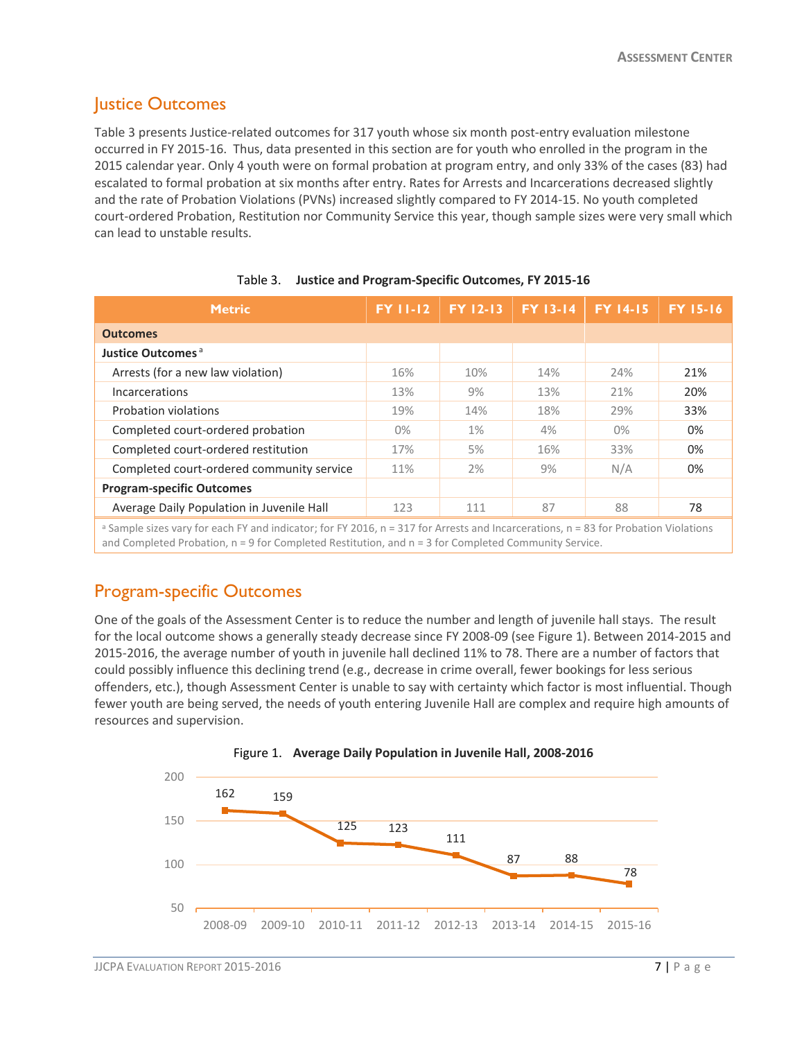## Justice Outcomes

Table 3 presents Justice-related outcomes for 317 youth whose six month post-entry evaluation milestone occurred in FY 2015-16. Thus, data presented in this section are for youth who enrolled in the program in the 2015 calendar year. Only 4 youth were on formal probation at program entry, and only 33% of the cases (83) had escalated to formal probation at six months after entry. Rates for Arrests and Incarcerations decreased slightly and the rate of Probation Violations (PVNs) increased slightly compared to FY 2014-15. No youth completed court-ordered Probation, Restitution nor Community Service this year, though sample sizes were very small which can lead to unstable results.

Table 3. **Justice and Program-Specific Outcomes, FY 2015-16**

| Metric | FY 11-12 | FY 12-13 | FY 13-14 | FY 14-15 | FY 15-16 |
|---|---|---|---|---|---|
| **Outcomes** | | | | | |
| **Justice Outcomes** [a] | | | | | |
| Arrests (for a new law violation) | 16% | 10% | 14% | 24% | 21% |
| Incarcerations | 13% | 9% | 13% | 21% | 20% |
| Probation violations | 19% | 14% | 18% | 29% | 33% |
| Completed court-ordered probation | 0% | 1% | 4% | 0% | 0% |
| Completed court-ordered restitution | 17% | 5% | 16% | 33% | 0% |
| Completed court-ordered community service | 11% | 2% | 9% | N/A | 0% |
| **Program-specific Outcomes** | | | | | |
| Average Daily Population in Juvenile Hall | 123 | 111 | 87 | 88 | 78 |

[a] Sample sizes vary for each FY and indicator; for FY 2016, n = 317 for Arrests and Incarcerations, n = 83 for Probation Violations and Completed Probation, n = 9 for Completed Restitution, and n = 3 for Completed Community Service.

## Program-specific Outcomes

One of the goals of the Assessment Center is to reduce the number and length of juvenile hall stays. The result for the local outcome shows a generally steady decrease since FY 2008-09 (see Figure 1). Between 2014-2015 and 2015-2016, the average number of youth in juvenile hall declined 11% to 78. There are a number of factors that could possibly influence this declining trend (e.g., decrease in crime overall, fewer bookings for less serious offenders, etc.), though Assessment Center is unable to say with certainty which factor is most influential. Though fewer youth are being served, the needs of youth entering Juvenile Hall are complex and require high amounts of resources and supervision.

Figure 1. **Average Daily Population in Juvenile Hall, 2008-2016**

| Year | Average Daily Population |
|---|---|
| 2008-09 | 162 |
| 2009-10 | 159 |
| 2010-11 | 125 |
| 2011-12 | 123 |
| 2012-13 | 111 |
| 2013-14 | 87 |
| 2014-15 | 88 |
| 2015-16 | 78 |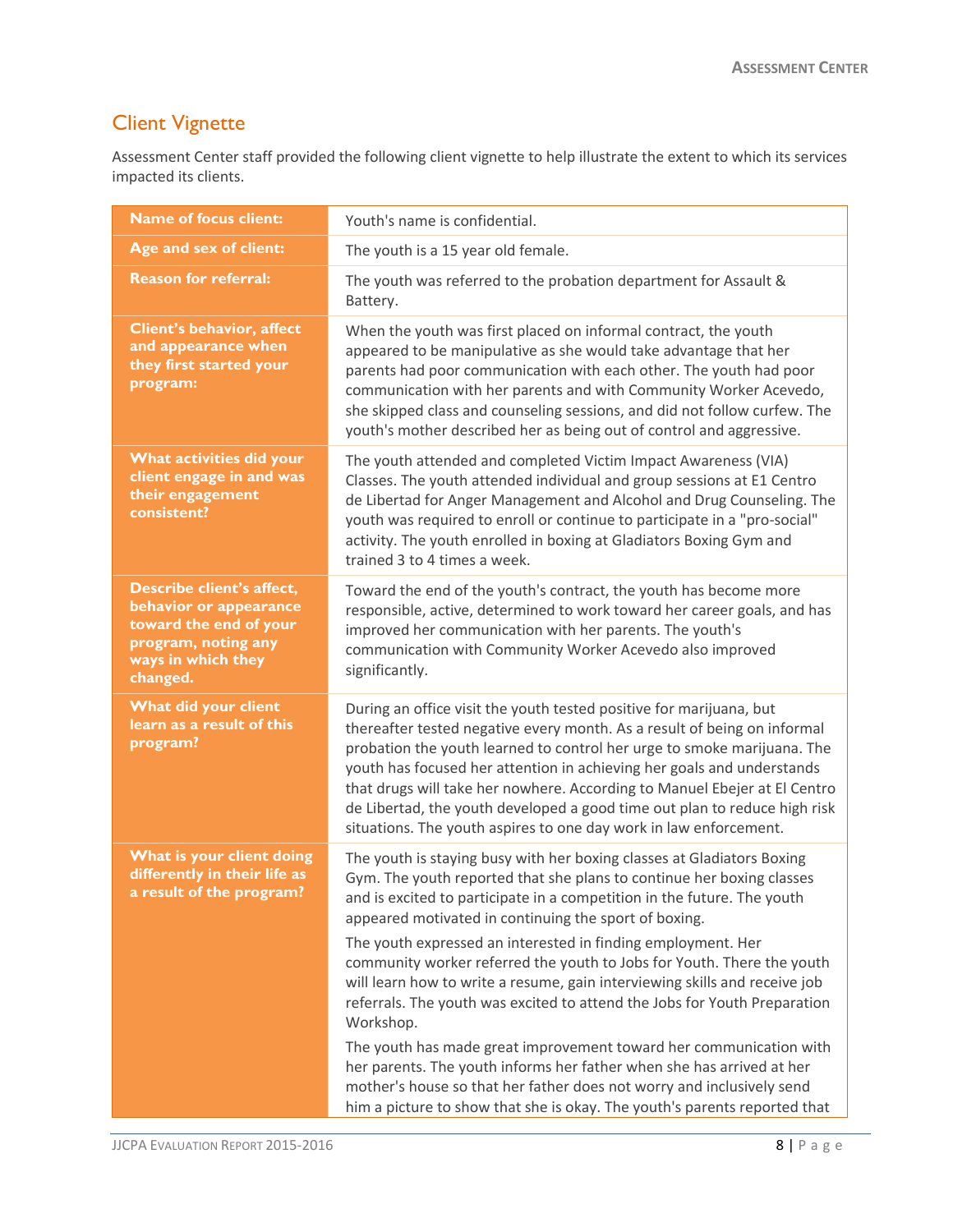## Client Vignette

Assessment Center staff provided the following client vignette to help illustrate the extent to which its services impacted its clients.

| Name of focus client: | Youth's name is confidential. |
|---|---|
| Age and sex of client: | The youth is a 15 year old female. |
| Reason for referral: | The youth was referred to the probation department for Assault & Battery. |
| Client's behavior, affect and appearance when they first started your program: | When the youth was first placed on informal contract, the youth appeared to be manipulative as she would take advantage that her parents had poor communication with each other. The youth had poor communication with her parents and with Community Worker Acevedo, she skipped class and counseling sessions, and did not follow curfew. The youth's mother described her as being out of control and aggressive. |
| What activities did your client engage in and was their engagement consistent? | The youth attended and completed Victim Impact Awareness (VIA) Classes. The youth attended individual and group sessions at E1 Centro de Libertad for Anger Management and Alcohol and Drug Counseling. The youth was required to enroll or continue to participate in a "pro-social" activity. The youth enrolled in boxing at Gladiators Boxing Gym and trained 3 to 4 times a week. |
| Describe client's affect, behavior or appearance toward the end of your program, noting any ways in which they changed. | Toward the end of the youth's contract, the youth has become more responsible, active, determined to work toward her career goals, and has improved her communication with her parents. The youth's communication with Community Worker Acevedo also improved significantly. |
| What did your client learn as a result of this program? | During an office visit the youth tested positive for marijuana, but thereafter tested negative every month. As a result of being on informal probation the youth learned to control her urge to smoke marijuana. The youth has focused her attention in achieving her goals and understands that drugs will take her nowhere. According to Manuel Ebejer at El Centro de Libertad, the youth developed a good time out plan to reduce high risk situations. The youth aspires to one day work in law enforcement. |
| What is your client doing differently in their life as a result of the program? | The youth is staying busy with her boxing classes at Gladiators Boxing Gym. The youth reported that she plans to continue her boxing classes and is excited to participate in a competition in the future. The youth appeared motivated in continuing the sport of boxing.<br><br>The youth expressed an interested in finding employment. Her community worker referred the youth to Jobs for Youth. There the youth will learn how to write a resume, gain interviewing skills and receive job referrals. The youth was excited to attend the Jobs for Youth Preparation Workshop.<br><br>The youth has made great improvement toward her communication with her parents. The youth informs her father when she has arrived at her mother's house so that her father does not worry and inclusively send him a picture to show that she is okay. The youth's parents reported that |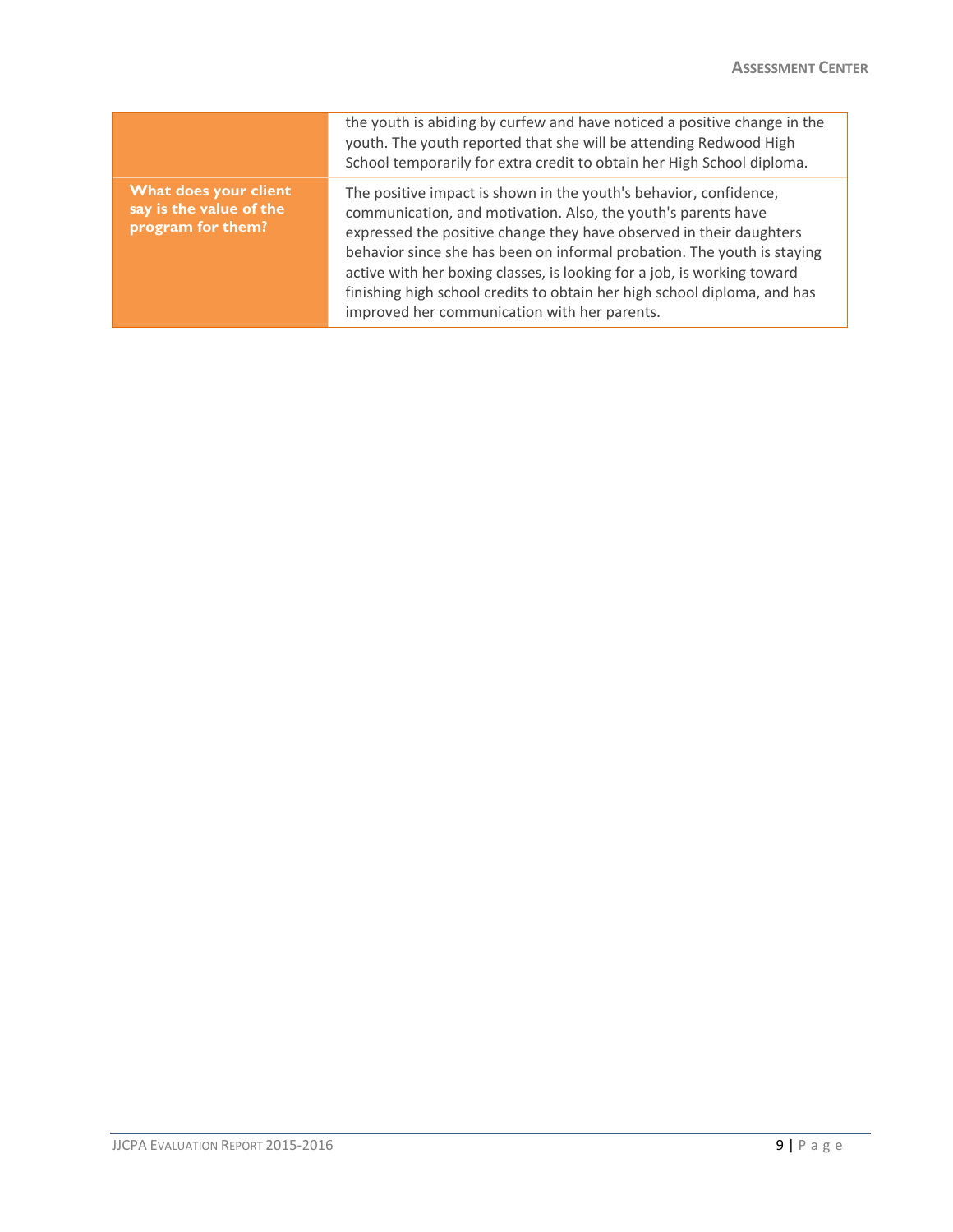| | |
|---|---|
| | the youth is abiding by curfew and have noticed a positive change in the youth. The youth reported that she will be attending Redwood High School temporarily for extra credit to obtain her High School diploma. |
| **What does your client say is the value of the program for them?** | The positive impact is shown in the youth's behavior, confidence, communication, and motivation. Also, the youth's parents have expressed the positive change they have observed in their daughters behavior since she has been on informal probation. The youth is staying active with her boxing classes, is looking for a job, is working toward finishing high school credits to obtain her high school diploma, and has improved her communication with her parents. |